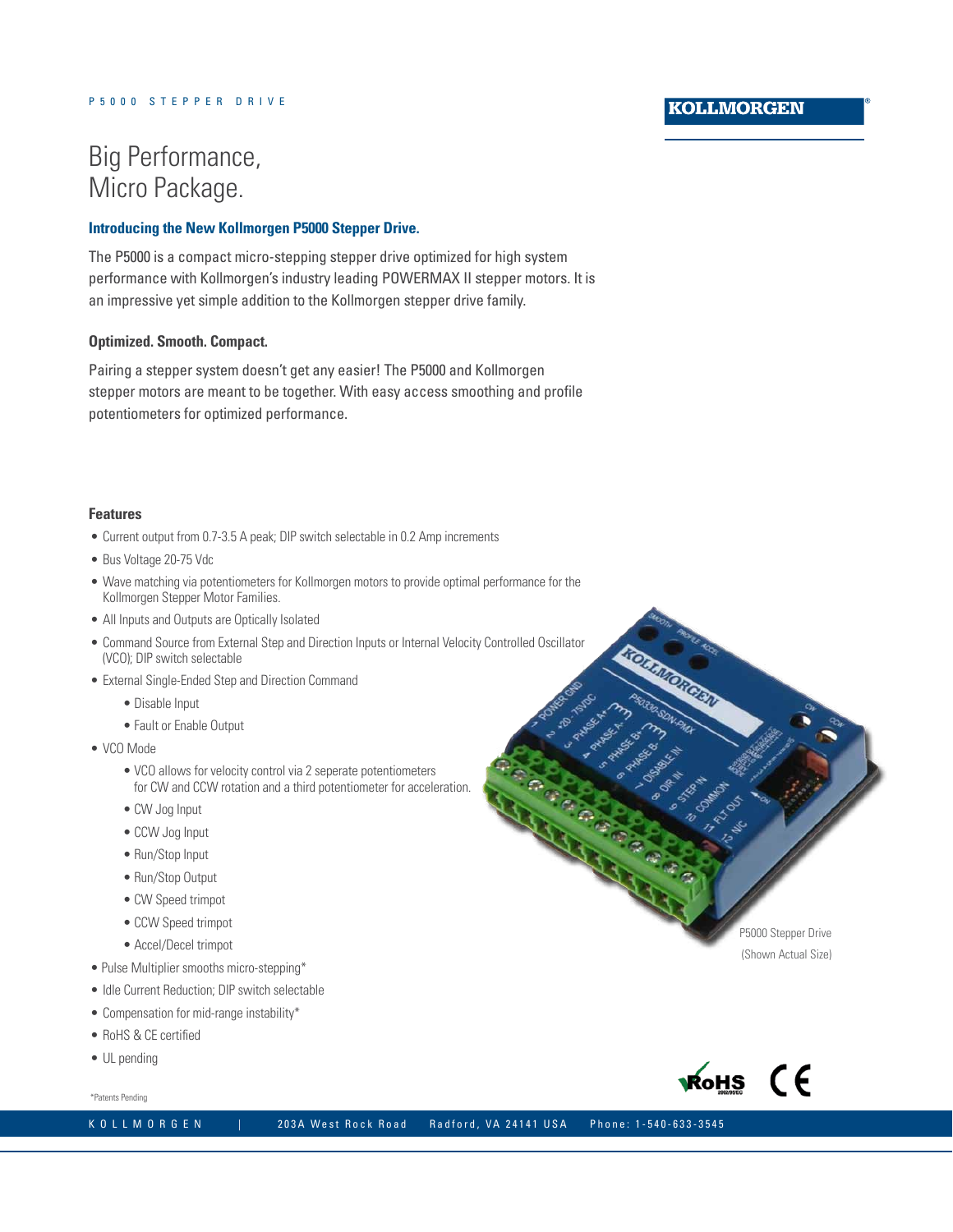P5000 STEPPER DRIVE

KOLLMORGEN

# Big Performance, Micro Package.

### Introducing the New Kollmorgen P5000 Stepper Drive.

The P5000 is a compact micro-stepping stepper drive optimized for high system performance with Kollmorgen's industry leading POWERMAX II stepper motors. It is an impressive yet simple addition to the Kollmorgen stepper drive family.

### Optimized. Smooth. Compact.

Pairing a stepper system doesn't get any easier! The P5000 and Kollmorgen stepper motors are meant to be together. With easy access smoothing and profile potentiometers for optimized performance.

### Features

- Current output from 0.7-3.5 A peak; DIP switch selectable in 0.2 Amp increments
- Bus Voltage 20-75 Vdc
- Wave matching via potentiometers for Kollmorgen motors to provide optimal performance for the Kollmorgen Stepper Motor Families.
- All Inputs and Outputs are Optically Isolated
- Command Source from External Step and Direction Inputs or Internal Velocity Controlled Oscillator (VCO); DIP switch selectable
- External Single-Ended Step and Direction Command
    - Disable Input
    - Fault or Enable Output
- VCO Mode
    - VCO allows for velocity control via 2 seperate potentiometers for CW and CCW rotation and a third potentiometer for acceleration.
    - CW Jog Input
    - CCW Jog Input
    - Run/Stop Input
    - Run/Stop Output
    - CW Speed trimpot
    - CCW Speed trimpot
    - Accel/Decel trimpot
- Pulse Multiplier smooths micro-stepping*
- Idle Current Reduction; DIP switch selectable
- Compensation for mid-range instability*
- RoHS & CE certified
- UL pending

P5000 Stepper Drive (Shown Actual Size)

*Patents Pending

KOLLMORGEN | 203A West Rock Road Radford, VA 24141 USA Phone: 1-540-633-3545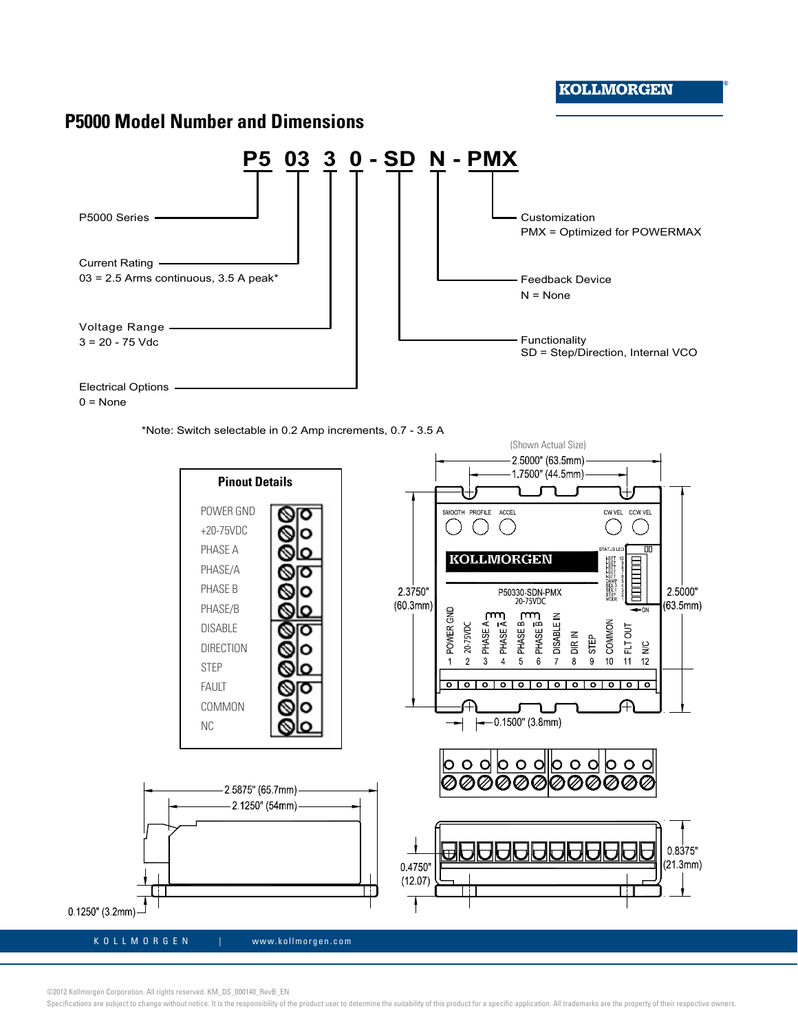# P5000 Model Number and Dimensions

**P5 03 3 0 - SD N - PMX**

- P5000 Series
- Current Rating
  03 = 2.5 Arms continuous, 3.5 A peak*
- Voltage Range
  3 = 20 - 75 Vdc
- Electrical Options
  0 = None
- Functionality
  SD = Step/Direction, Internal VCO
- Feedback Device
  N = None
- Customization
  PMX = Optimized for POWERMAX

*Note: Switch selectable in 0.2 Amp increments, 0.7 - 3.5 A

## Pinout Details

POWER GND
+20-75VDC
PHASE A
PHASE/A
PHASE B
PHASE/B
DISABLE
DIRECTION
STEP
FAULT
COMMON
NC

(Shown Actual Size)

2.5000" (63.5mm)
1.7500" (44.5mm)
2.3750" (60.3mm)
2.5000" (63.5mm)
0.1500" (3.8mm)

SMOOTH PROFILE ACCEL CW VEL CCW VEL

KOLLMORGEN
P50330-SDN-PMX
20-75VDC

STATUS LED
I-SET 10
I-SET 9
I-SET 8
I-SET 7
I-SET 6
DAMP 5
SEL 0 4
SEL 1 3
STDY 2
MODE 1
ON

POWER GND 1
20-75VDC 2
PHASE A 3
PHASE Ā 4
PHASE B 5
PHASE B̄ 6
DISABLE IN 7
DIR IN 8
STEP 9
COMMON 10
FLT OUT 11
N/C 12

2.5875" (65.7mm)
2.1250" (54mm)
0.1250" (3.2mm)
0.4750" (12.07)
0.8375" (21.3mm)

©2012 Kollmorgen Corporation. All rights reserved. KM_DS_000140_RevB_EN

Specifications are subject to change without notice. It is the responsibility of the product user to determine the suitability of this product for a specific application. All trademarks are the property of their respective owners.